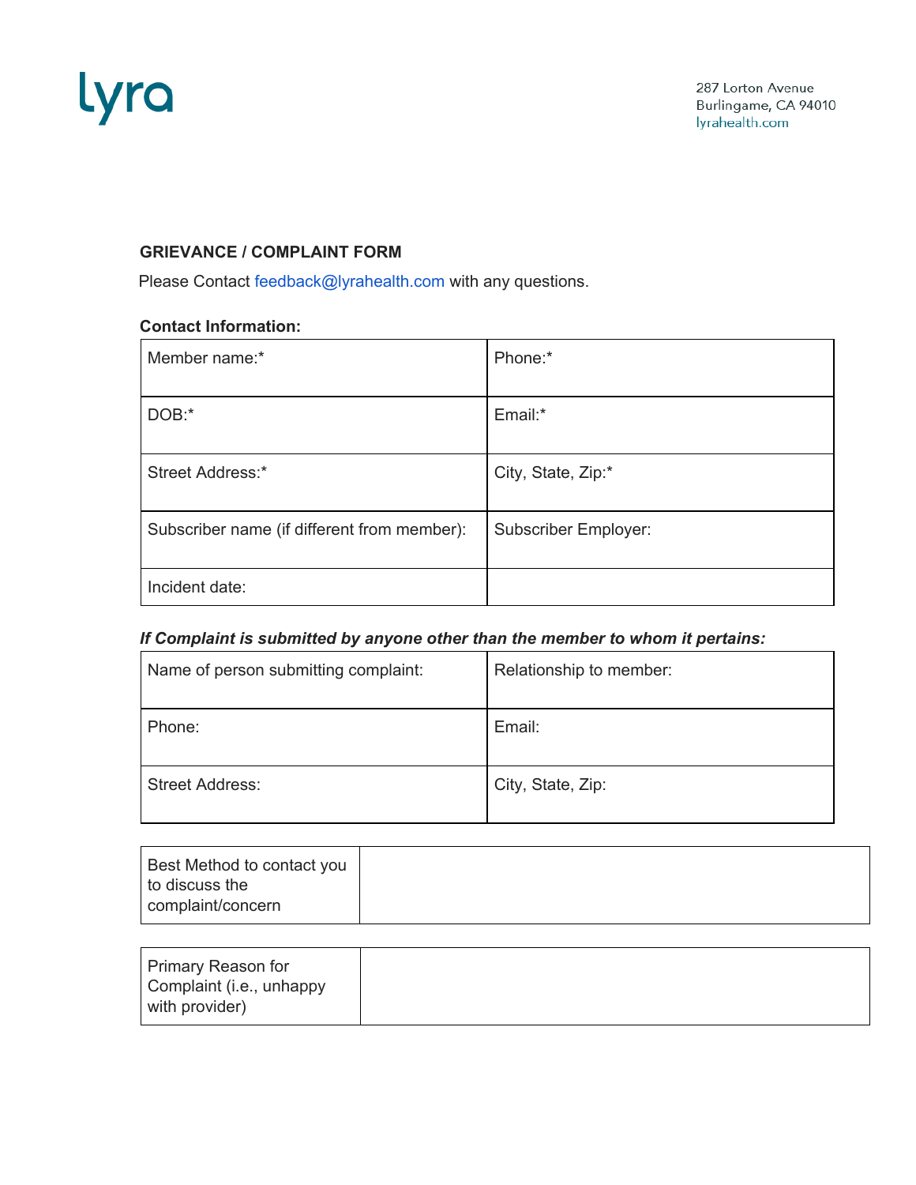lyra

287 Lorton Avenue
Burlingame, CA 94010
lyrahealth.com

**GRIEVANCE / COMPLAINT FORM**

Please Contact feedback@lyrahealth.com with any questions.

**Contact Information:**

| | |
|---|---|
| Member name:* | Phone:* |
| DOB:* | Email:* |
| Street Address:* | City, State, Zip:* |
| Subscriber name (if different from member): | Subscriber Employer: |
| Incident date: | |

***If Complaint is submitted by anyone other than the member to whom it pertains:***

| | |
|---|---|
| Name of person submitting complaint: | Relationship to member: |
| Phone: | Email: |
| Street Address: | City, State, Zip: |

| | |
|---|---|
| Best Method to contact you to discuss the complaint/concern | |

| | |
|---|---|
| Primary Reason for Complaint (i.e., unhappy with provider) | |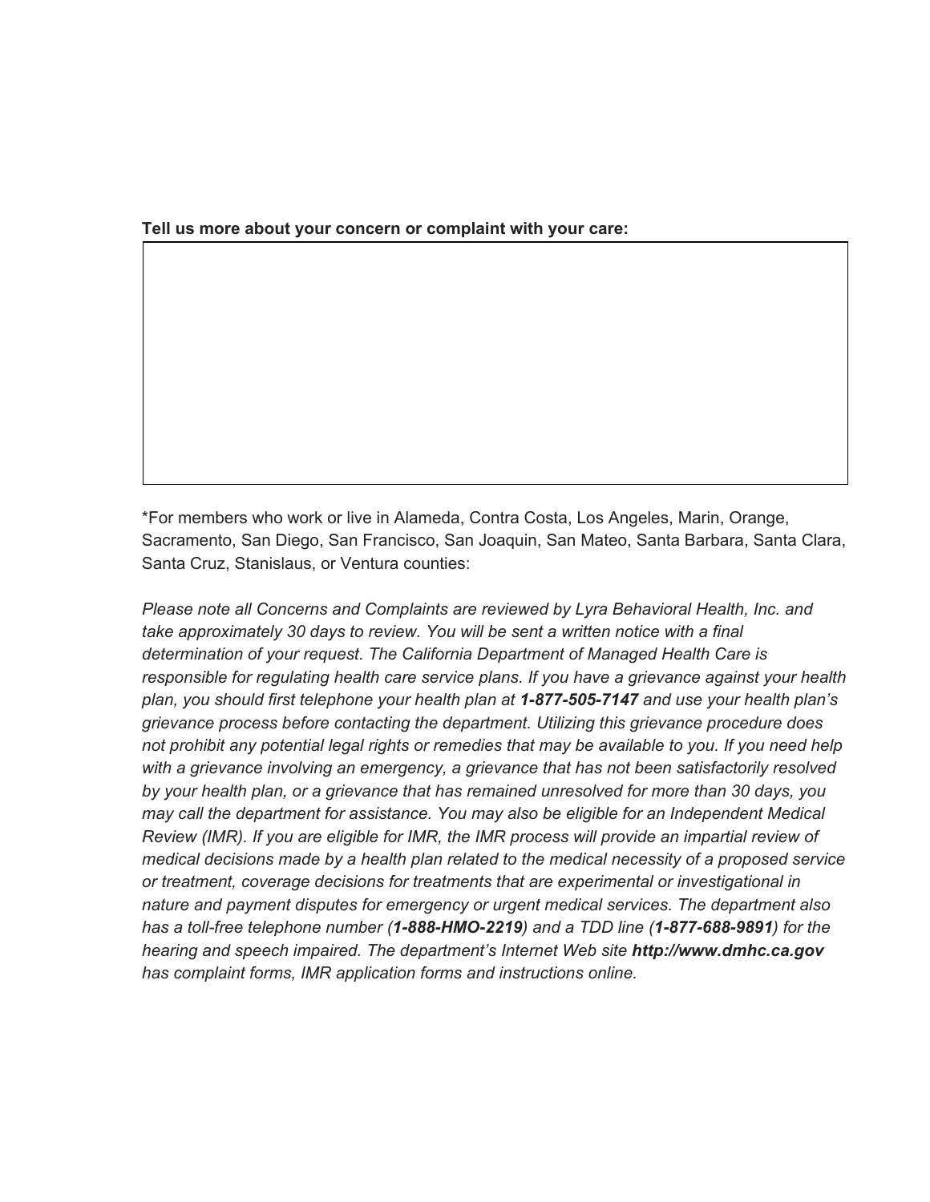**Tell us more about your concern or complaint with your care:**

*For members who work or live in Alameda, Contra Costa, Los Angeles, Marin, Orange, Sacramento, San Diego, San Francisco, San Joaquin, San Mateo, Santa Barbara, Santa Clara, Santa Cruz, Stanislaus, or Ventura counties:

*Please note all Concerns and Complaints are reviewed by Lyra Behavioral Health, Inc. and take approximately 30 days to review. You will be sent a written notice with a final determination of your request. The California Department of Managed Health Care is responsible for regulating health care service plans. If you have a grievance against your health plan, you should first telephone your health plan at **1-877-505-7147** and use your health plan's grievance process before contacting the department. Utilizing this grievance procedure does not prohibit any potential legal rights or remedies that may be available to you. If you need help with a grievance involving an emergency, a grievance that has not been satisfactorily resolved by your health plan, or a grievance that has remained unresolved for more than 30 days, you may call the department for assistance. You may also be eligible for an Independent Medical Review (IMR). If you are eligible for IMR, the IMR process will provide an impartial review of medical decisions made by a health plan related to the medical necessity of a proposed service or treatment, coverage decisions for treatments that are experimental or investigational in nature and payment disputes for emergency or urgent medical services. The department also has a toll-free telephone number (**1-888-HMO-2219**) and a TDD line (**1-877-688-9891**) for the hearing and speech impaired. The department's Internet Web site **http://www.dmhc.ca.gov** has complaint forms, IMR application forms and instructions online.*